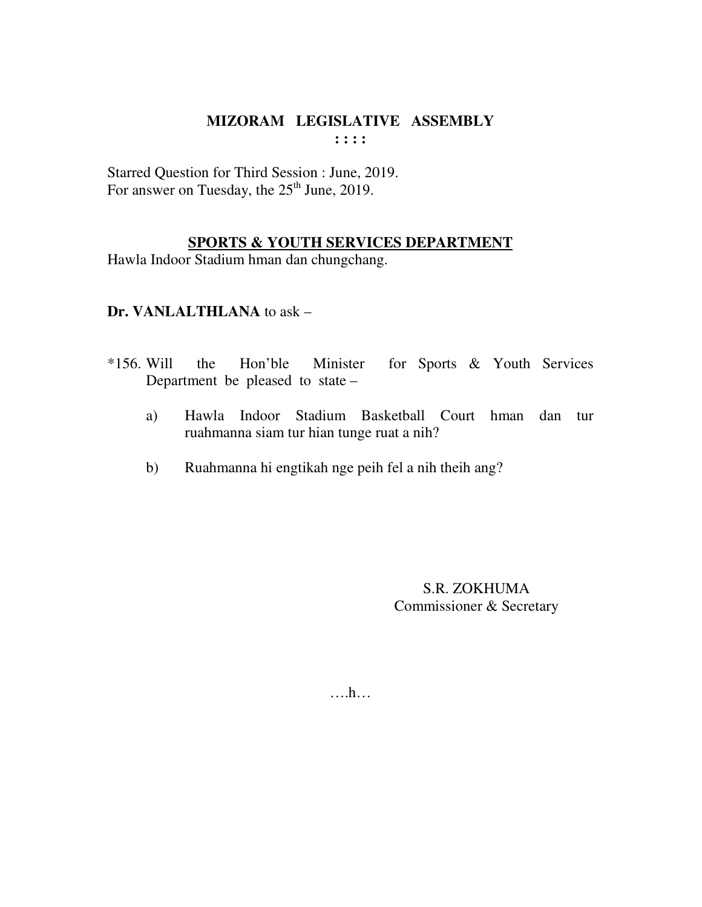# MIZORAM LEGISLATIVE ASSEMBLY

: : : :

Starred Question for Third Session : June, 2019.
For answer on Tuesday, the 25th June, 2019.

## SPORTS & YOUTH SERVICES DEPARTMENT

Hawla Indoor Stadium hman dan chungchang.

**Dr. VANLALTHLANA** to ask –

*156. Will the Hon'ble Minister for Sports & Youth Services Department be pleased to state –

a) Hawla Indoor Stadium Basketball Court hman dan tur ruahmanna siam tur hian tunge ruat a nih?

b) Ruahmanna hi engtikah nge peih fel a nih theih ang?

S.R. ZOKHUMA
Commissioner & Secretary

….h…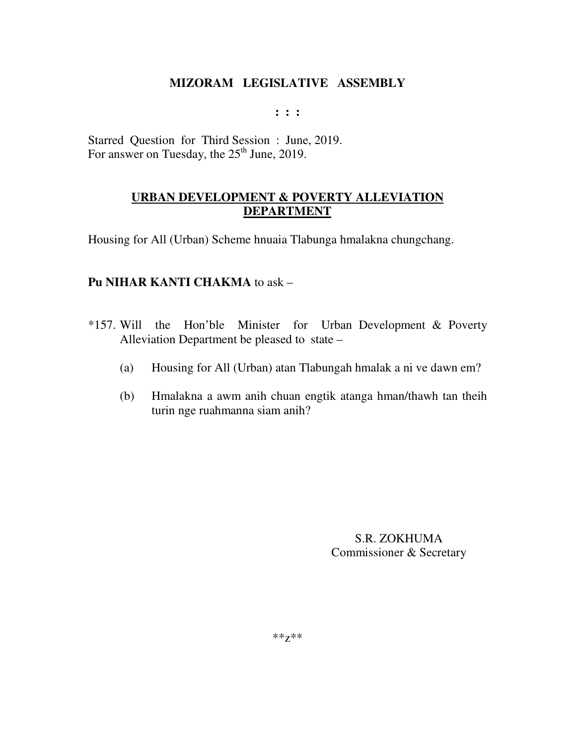# MIZORAM LEGISLATIVE ASSEMBLY

**: : :**

Starred Question for Third Session : June, 2019.
For answer on Tuesday, the 25th June, 2019.

## URBAN DEVELOPMENT & POVERTY ALLEVIATION DEPARTMENT

Housing for All (Urban) Scheme hnuaia Tlabunga hmalakna chungchang.

**Pu NIHAR KANTI CHAKMA** to ask –

*157. Will the Hon'ble Minister for Urban Development & Poverty Alleviation Department be pleased to state –

(a) Housing for All (Urban) atan Tlabungah hmalak a ni ve dawn em?

(b) Hmalakna a awm anih chuan engtik atanga hman/thawh tan theih turin nge ruahmanna siam anih?

S.R. ZOKHUMA
Commissioner & Secretary

**z**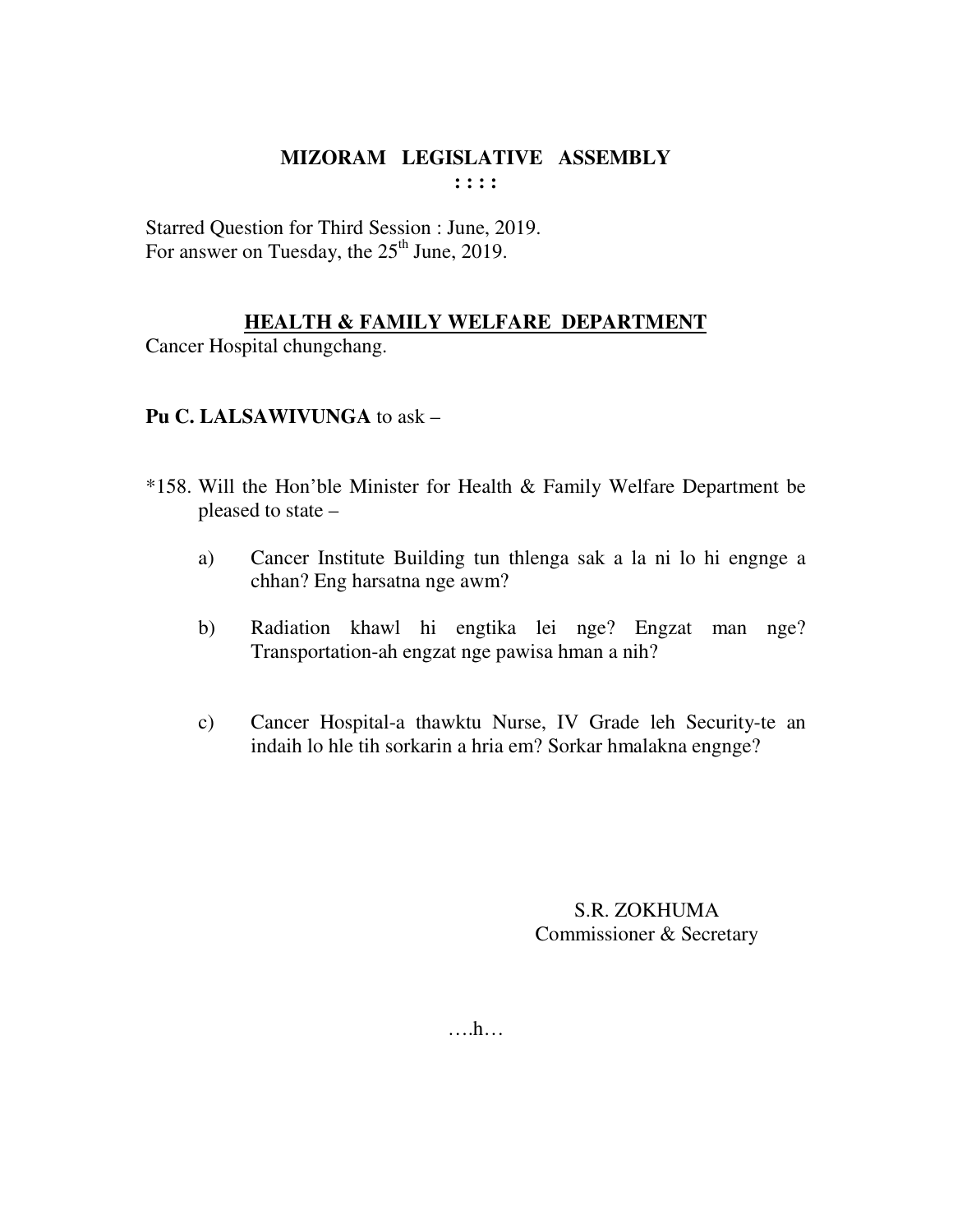# MIZORAM LEGISLATIVE ASSEMBLY

**: : : :**

Starred Question for Third Session : June, 2019.
For answer on Tuesday, the 25th June, 2019.

## HEALTH & FAMILY WELFARE DEPARTMENT

Cancer Hospital chungchang.

**Pu C. LALSAWIVUNGA** to ask –

*158. Will the Hon'ble Minister for Health & Family Welfare Department be pleased to state –

a) Cancer Institute Building tun thlenga sak a la ni lo hi engnge a chhan? Eng harsatna nge awm?

b) Radiation khawl hi engtika lei nge? Engzat man nge? Transportation-ah engzat nge pawisa hman a nih?

c) Cancer Hospital-a thawktu Nurse, IV Grade leh Security-te an indaih lo hle tih sorkarin a hria em? Sorkar hmalakna engnge?

S.R. ZOKHUMA
Commissioner & Secretary

….h…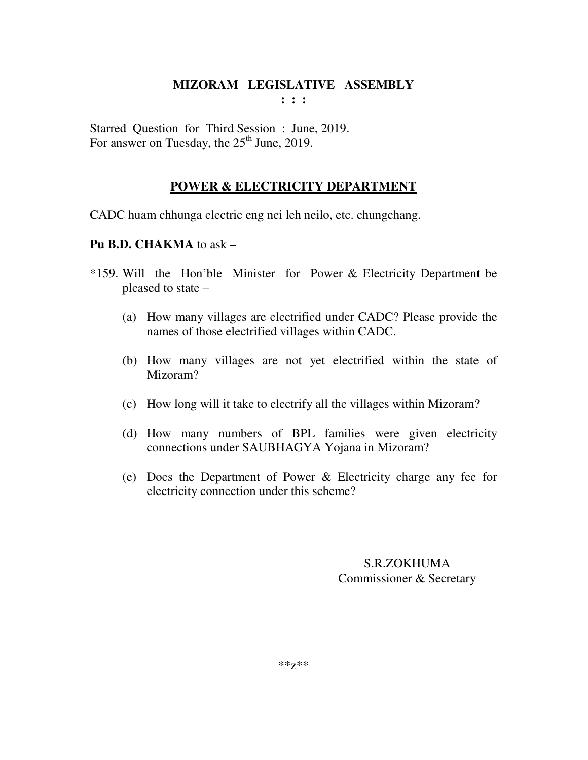# MIZORAM LEGISLATIVE ASSEMBLY

**: : :**

Starred Question for Third Session : June, 2019.
For answer on Tuesday, the 25th June, 2019.

## POWER & ELECTRICITY DEPARTMENT

CADC huam chhunga electric eng nei leh neilo, etc. chungchang.

**Pu B.D. CHAKMA** to ask –

*159. Will the Hon'ble Minister for Power & Electricity Department be pleased to state –

(a) How many villages are electrified under CADC? Please provide the names of those electrified villages within CADC.

(b) How many villages are not yet electrified within the state of Mizoram?

(c) How long will it take to electrify all the villages within Mizoram?

(d) How many numbers of BPL families were given electricity connections under SAUBHAGYA Yojana in Mizoram?

(e) Does the Department of Power & Electricity charge any fee for electricity connection under this scheme?

S.R.ZOKHUMA
Commissioner & Secretary

**z**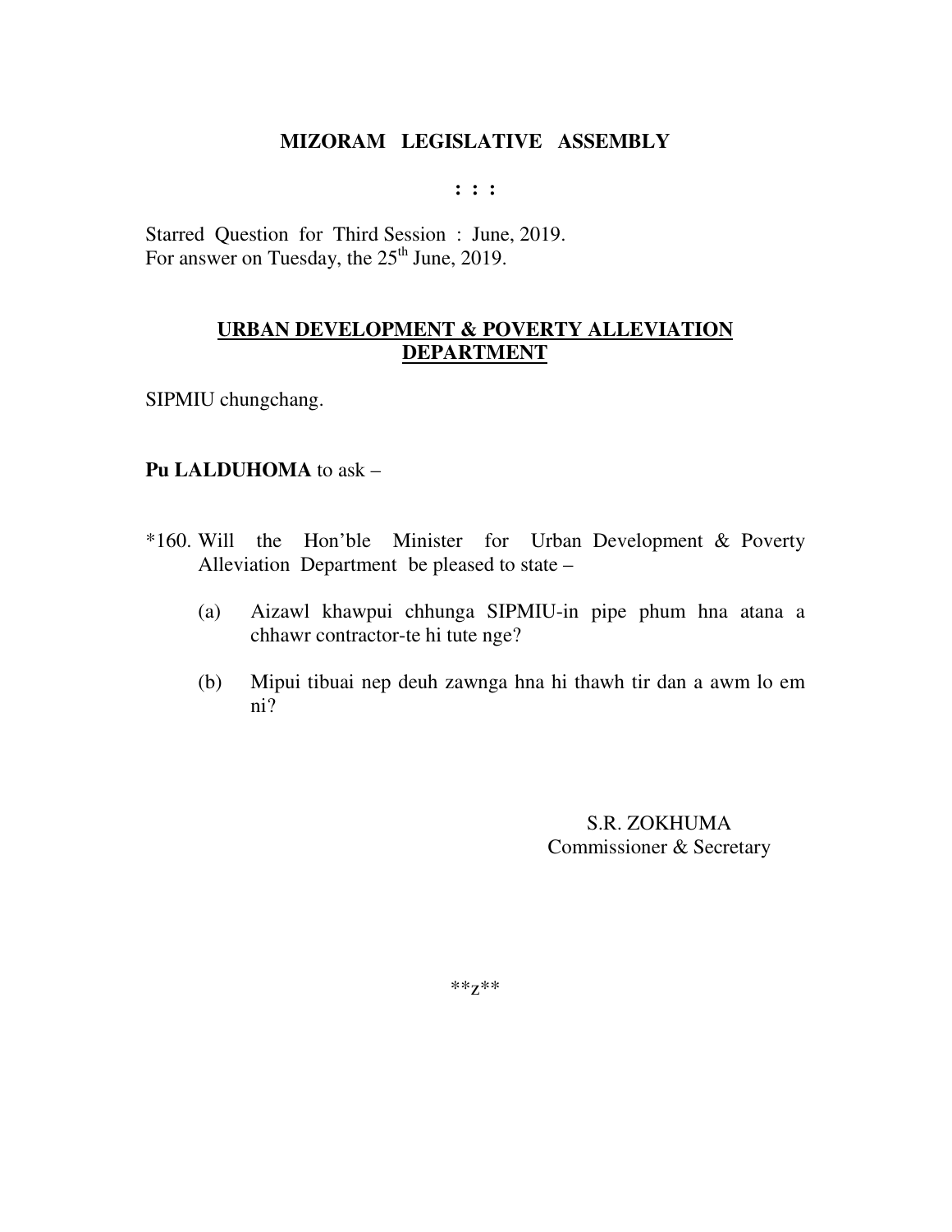**MIZORAM LEGISLATIVE ASSEMBLY**

**: : :**

Starred Question for Third Session : June, 2019.
For answer on Tuesday, the 25th June, 2019.

**URBAN DEVELOPMENT & POVERTY ALLEVIATION DEPARTMENT**

SIPMIU chungchang.

**Pu LALDUHOMA** to ask –

*160. Will the Hon'ble Minister for Urban Development & Poverty Alleviation Department be pleased to state –

(a) Aizawl khawpui chhunga SIPMIU-in pipe phum hna atana a chhawr contractor-te hi tute nge?

(b) Mipui tibuai nep deuh zawnga hna hi thawh tir dan a awm lo em ni?

S.R. ZOKHUMA
Commissioner & Secretary

**z**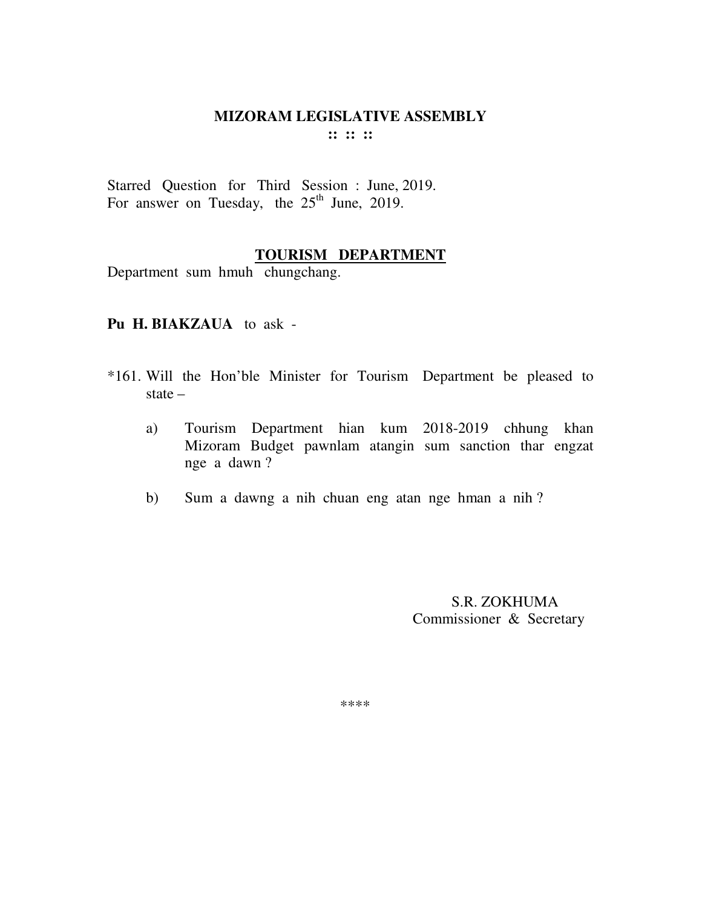# MIZORAM LEGISLATIVE ASSEMBLY

:: :: ::

Starred Question for Third Session : June, 2019.
For answer on Tuesday, the 25th June, 2019.

## TOURISM DEPARTMENT

Department sum hmuh chungchang.

**Pu H. BIAKZAUA** to ask -

*161. Will the Hon'ble Minister for Tourism Department be pleased to state –

a) Tourism Department hian kum 2018-2019 chhung khan Mizoram Budget pawnlam atangin sum sanction thar engzat nge a dawn ?

b) Sum a dawng a nih chuan eng atan nge hman a nih ?

S.R. ZOKHUMA
Commissioner & Secretary

****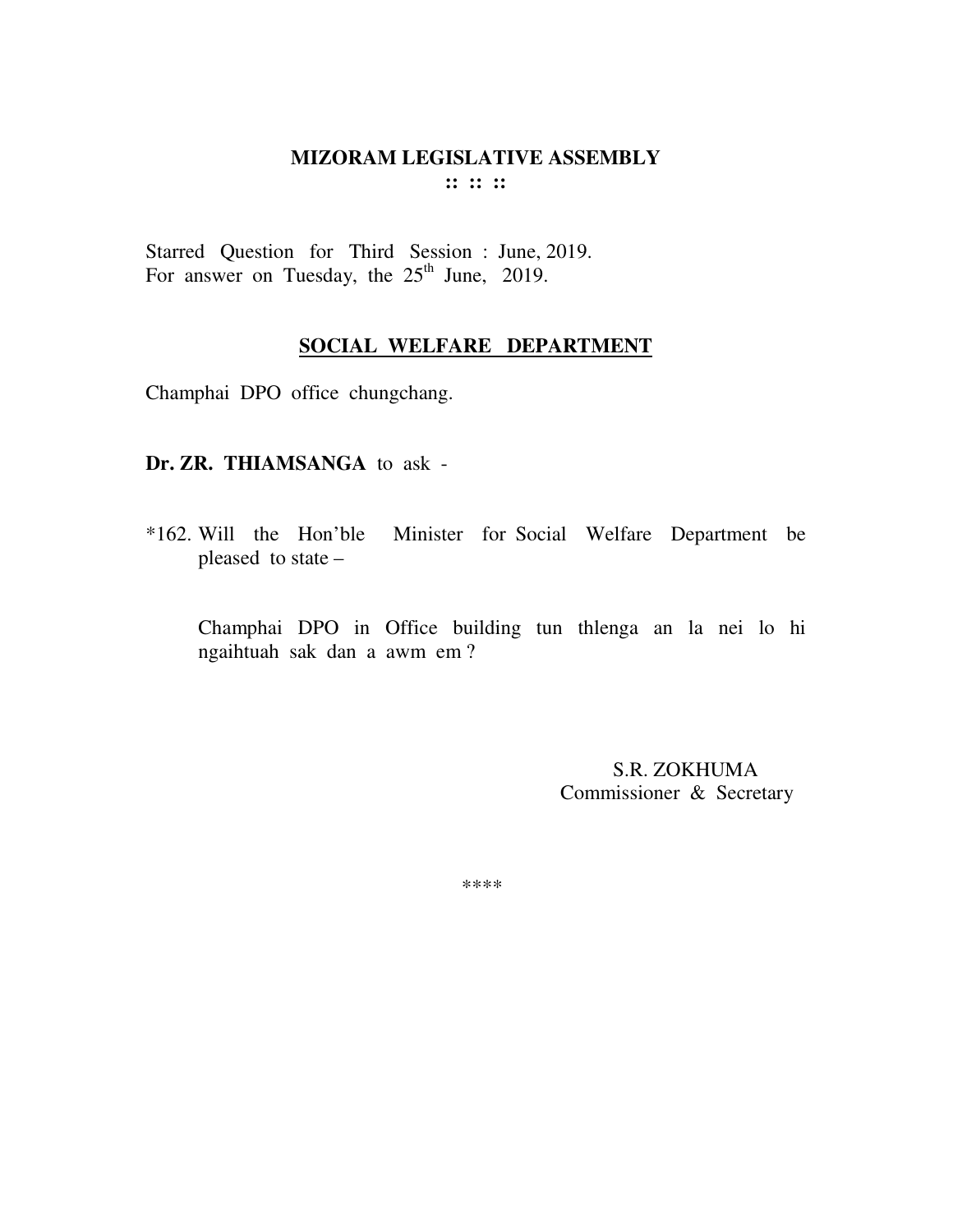# MIZORAM LEGISLATIVE ASSEMBLY

**:: :: ::**

Starred Question for Third Session : June, 2019.
For answer on Tuesday, the 25th June, 2019.

## SOCIAL WELFARE DEPARTMENT

Champhai DPO office chungchang.

**Dr. ZR. THIAMSANGA** to ask -

*162. Will the Hon'ble Minister for Social Welfare Department be pleased to state –

Champhai DPO in Office building tun thlenga an la nei lo hi ngaihtuah sak dan a awm em ?

S.R. ZOKHUMA
Commissioner & Secretary

****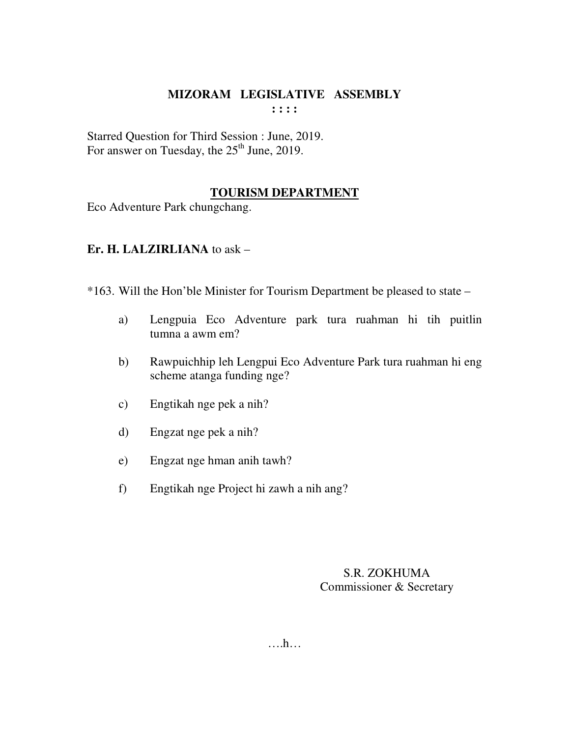# MIZORAM LEGISLATIVE ASSEMBLY

: : : :

Starred Question for Third Session : June, 2019.
For answer on Tuesday, the 25th June, 2019.

## TOURISM DEPARTMENT

Eco Adventure Park chungchang.

**Er. H. LALZIRLIANA** to ask –

*163. Will the Hon'ble Minister for Tourism Department be pleased to state –

a) Lengpuia Eco Adventure park tura ruahman hi tih puitlin tumna a awm em?

b) Rawpuichhip leh Lengpui Eco Adventure Park tura ruahman hi eng scheme atanga funding nge?

c) Engtikah nge pek a nih?

d) Engzat nge pek a nih?

e) Engzat nge hman anih tawh?

f) Engtikah nge Project hi zawh a nih ang?

S.R. ZOKHUMA
Commissioner & Secretary

….h…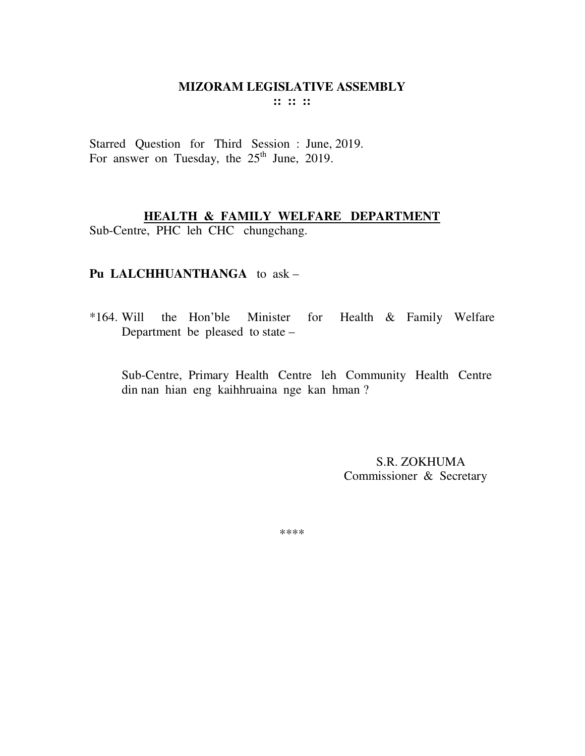**MIZORAM LEGISLATIVE ASSEMBLY**
**:: :: ::**

Starred Question for Third Session : June, 2019.
For answer on Tuesday, the 25th June, 2019.

**HEALTH & FAMILY WELFARE DEPARTMENT**

Sub-Centre, PHC leh CHC chungchang.

**Pu LALCHHUANTHANGA** to ask –

*164. Will the Hon'ble Minister for Health & Family Welfare Department be pleased to state –

Sub-Centre, Primary Health Centre leh Community Health Centre din nan hian eng kaihhruaina nge kan hman ?

S.R. ZOKHUMA
Commissioner & Secretary

****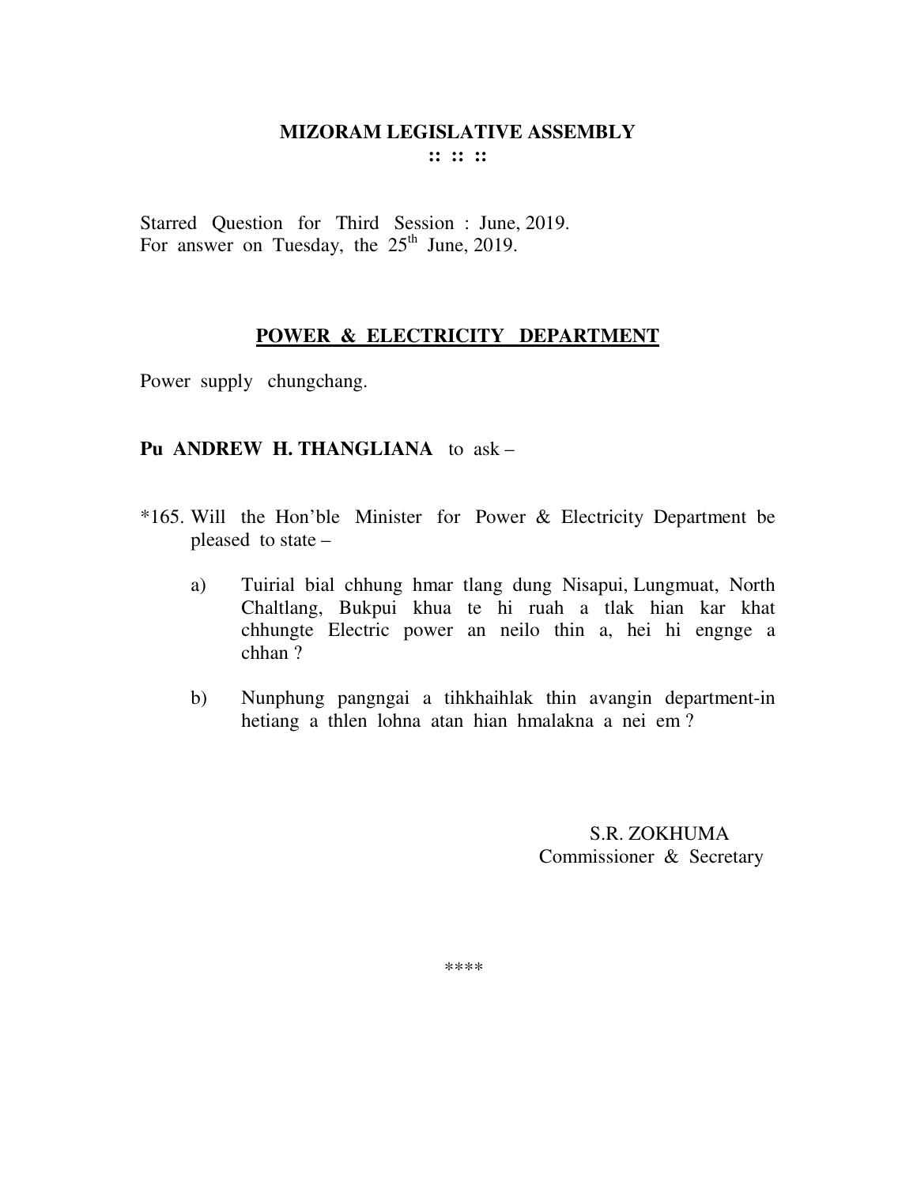# MIZORAM LEGISLATIVE ASSEMBLY

:: :: ::

Starred Question for Third Session : June, 2019.
For answer on Tuesday, the 25th June, 2019.

## POWER & ELECTRICITY DEPARTMENT

Power supply chungchang.

**Pu ANDREW H. THANGLIANA** to ask –

*165. Will the Hon'ble Minister for Power & Electricity Department be pleased to state –

a) Tuirial bial chhung hmar tlang dung Nisapui, Lungmuat, North Chaltlang, Bukpui khua te hi ruah a tlak hian kar khat chhungte Electric power an neilo thin a, hei hi engnge a chhan ?

b) Nunphung pangngai a tihkhaihlak thin avangin department-in hetiang a thlen lohna atan hian hmalakna a nei em ?

S.R. ZOKHUMA
Commissioner & Secretary

****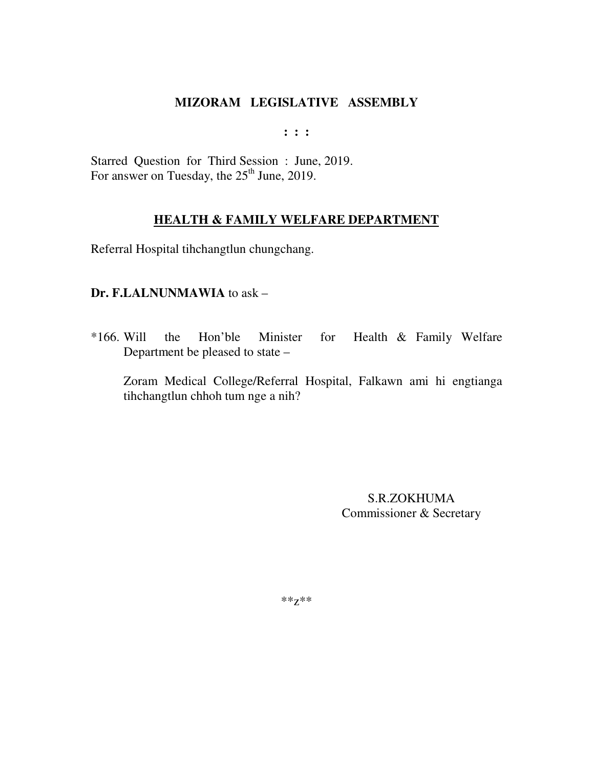# MIZORAM LEGISLATIVE ASSEMBLY

**: : :**

Starred Question for Third Session : June, 2019.
For answer on Tuesday, the 25th June, 2019.

## HEALTH & FAMILY WELFARE DEPARTMENT

Referral Hospital tihchangtlun chungchang.

**Dr. F.LALNUNMAWIA** to ask –

*166. Will the Hon'ble Minister for Health & Family Welfare Department be pleased to state –

Zoram Medical College/Referral Hospital, Falkawn ami hi engtianga tihchangtlun chhoh tum nge a nih?

S.R.ZOKHUMA
Commissioner & Secretary

**z**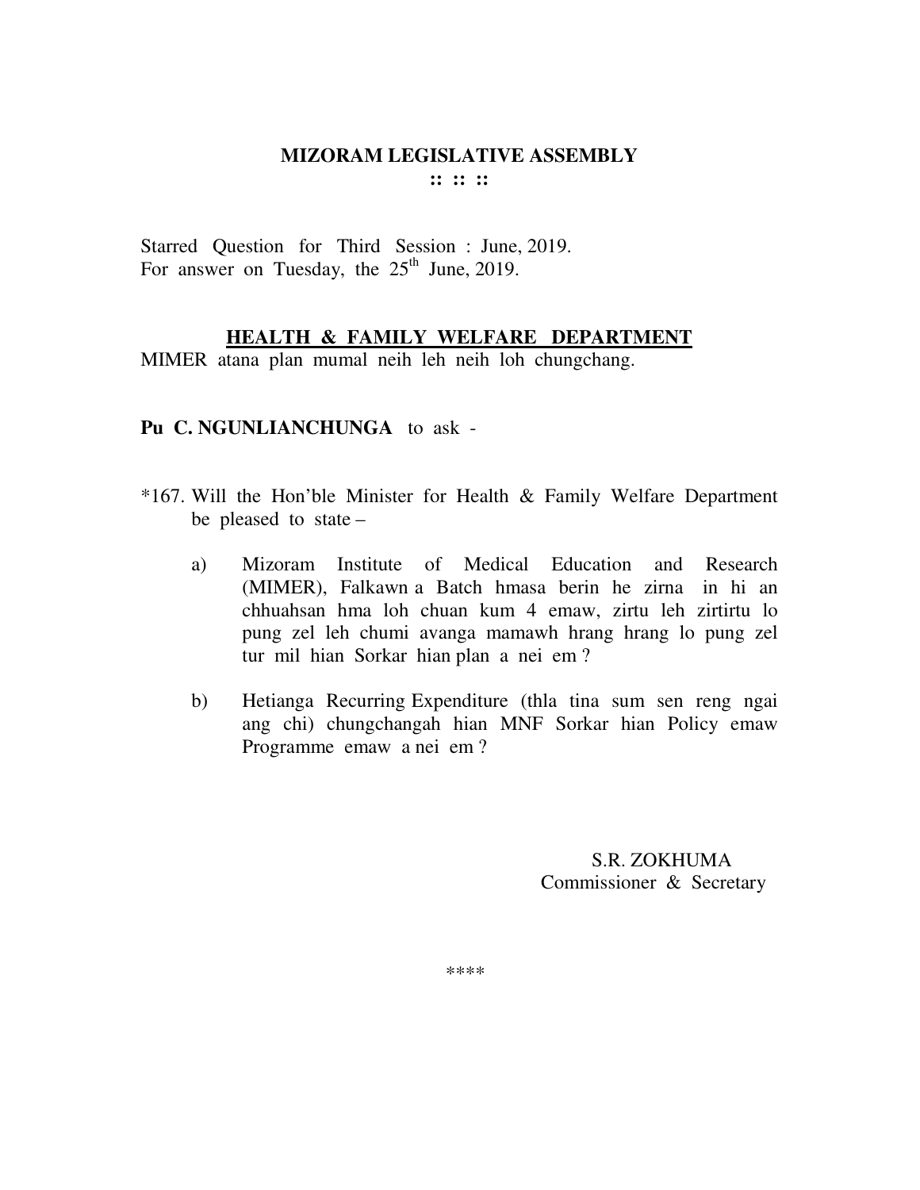# MIZORAM LEGISLATIVE ASSEMBLY

:: :: ::

Starred Question for Third Session : June, 2019.
For answer on Tuesday, the 25th June, 2019.

## HEALTH & FAMILY WELFARE DEPARTMENT

MIMER atana plan mumal neih leh neih loh chungchang.

**Pu C. NGUNLIANCHUNGA** to ask -

*167. Will the Hon'ble Minister for Health & Family Welfare Department be pleased to state –

a) Mizoram Institute of Medical Education and Research (MIMER), Falkawn a Batch hmasa berin he zirna in hi an chhuahsan hma loh chuan kum 4 emaw, zirtu leh zirtirtu lo pung zel leh chumi avanga mamawh hrang hrang lo pung zel tur mil hian Sorkar hian plan a nei em ?

b) Hetianga Recurring Expenditure (thla tina sum sen reng ngai ang chi) chungchangah hian MNF Sorkar hian Policy emaw Programme emaw a nei em ?

S.R. ZOKHUMA
Commissioner & Secretary

****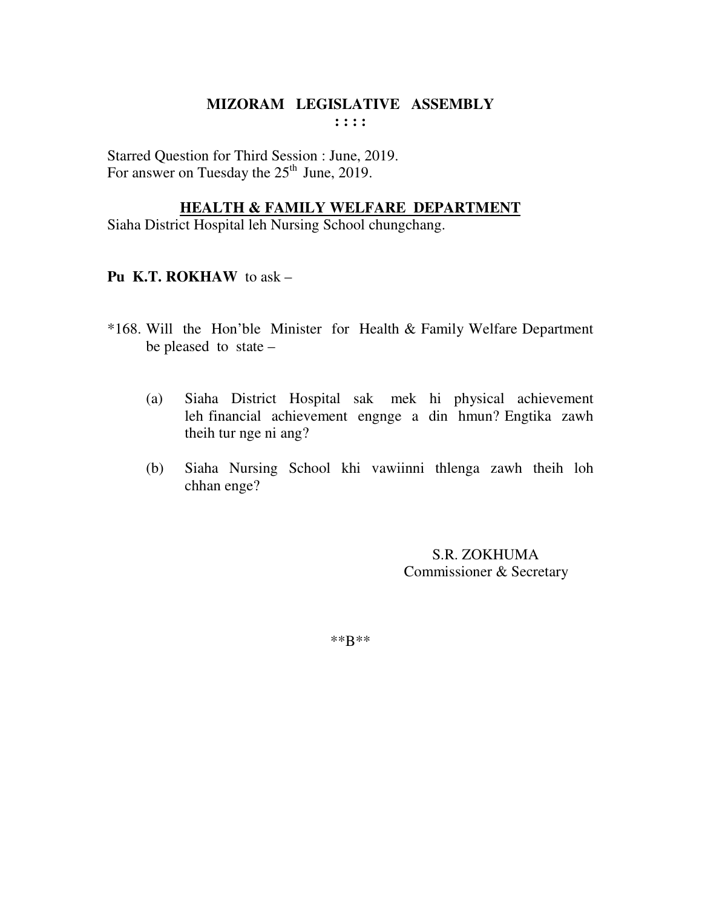# MIZORAM LEGISLATIVE ASSEMBLY

: : : :

Starred Question for Third Session : June, 2019.
For answer on Tuesday the 25th June, 2019.

## HEALTH & FAMILY WELFARE DEPARTMENT

Siaha District Hospital leh Nursing School chungchang.

**Pu K.T. ROKHAW** to ask –

*168. Will the Hon'ble Minister for Health & Family Welfare Department be pleased to state –

(a) Siaha District Hospital sak mek hi physical achievement leh financial achievement engnge a din hmun? Engtika zawh theih tur nge ni ang?

(b) Siaha Nursing School khi vawiinni thlenga zawh theih loh chhan enge?

S.R. ZOKHUMA
Commissioner & Secretary

**B**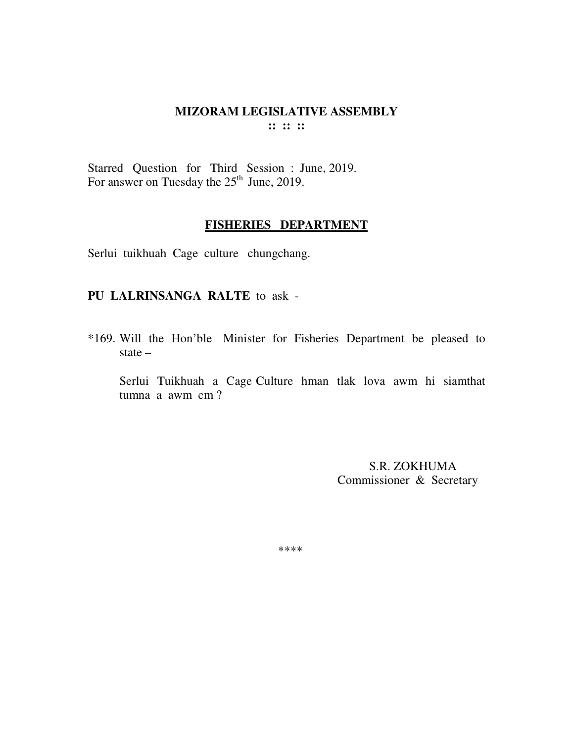# MIZORAM LEGISLATIVE ASSEMBLY

:: :: ::

Starred Question for Third Session : June, 2019.
For answer on Tuesday the 25th June, 2019.

## FISHERIES DEPARTMENT

Serlui tuikhuah Cage culture chungchang.

**PU LALRINSANGA RALTE** to ask -

*169. Will the Hon'ble Minister for Fisheries Department be pleased to state –

Serlui Tuikhuah a Cage Culture hman tlak lova awm hi siamthat tumna a awm em ?

S.R. ZOKHUMA
Commissioner & Secretary

****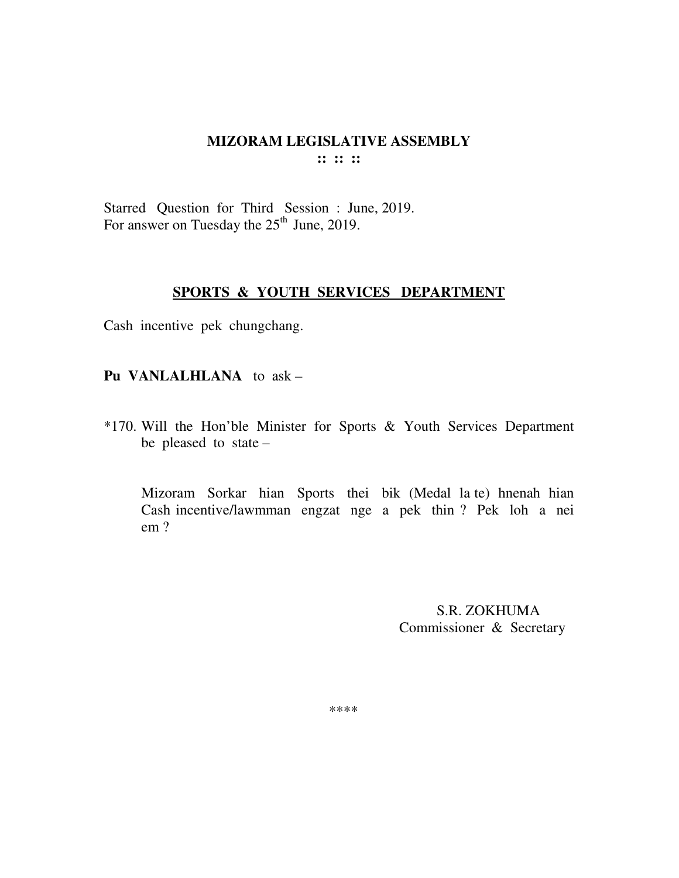**MIZORAM LEGISLATIVE ASSEMBLY**

**:: :: ::**

Starred Question for Third Session : June, 2019.
For answer on Tuesday the 25th June, 2019.

## SPORTS & YOUTH SERVICES DEPARTMENT

Cash incentive pek chungchang.

**Pu VANLALHLANA** to ask –

*170. Will the Hon'ble Minister for Sports & Youth Services Department be pleased to state –

Mizoram Sorkar hian Sports thei bik (Medal la te) hnenah hian Cash incentive/lawmman engzat nge a pek thin ? Pek loh a nei em ?

S.R. ZOKHUMA
Commissioner & Secretary

****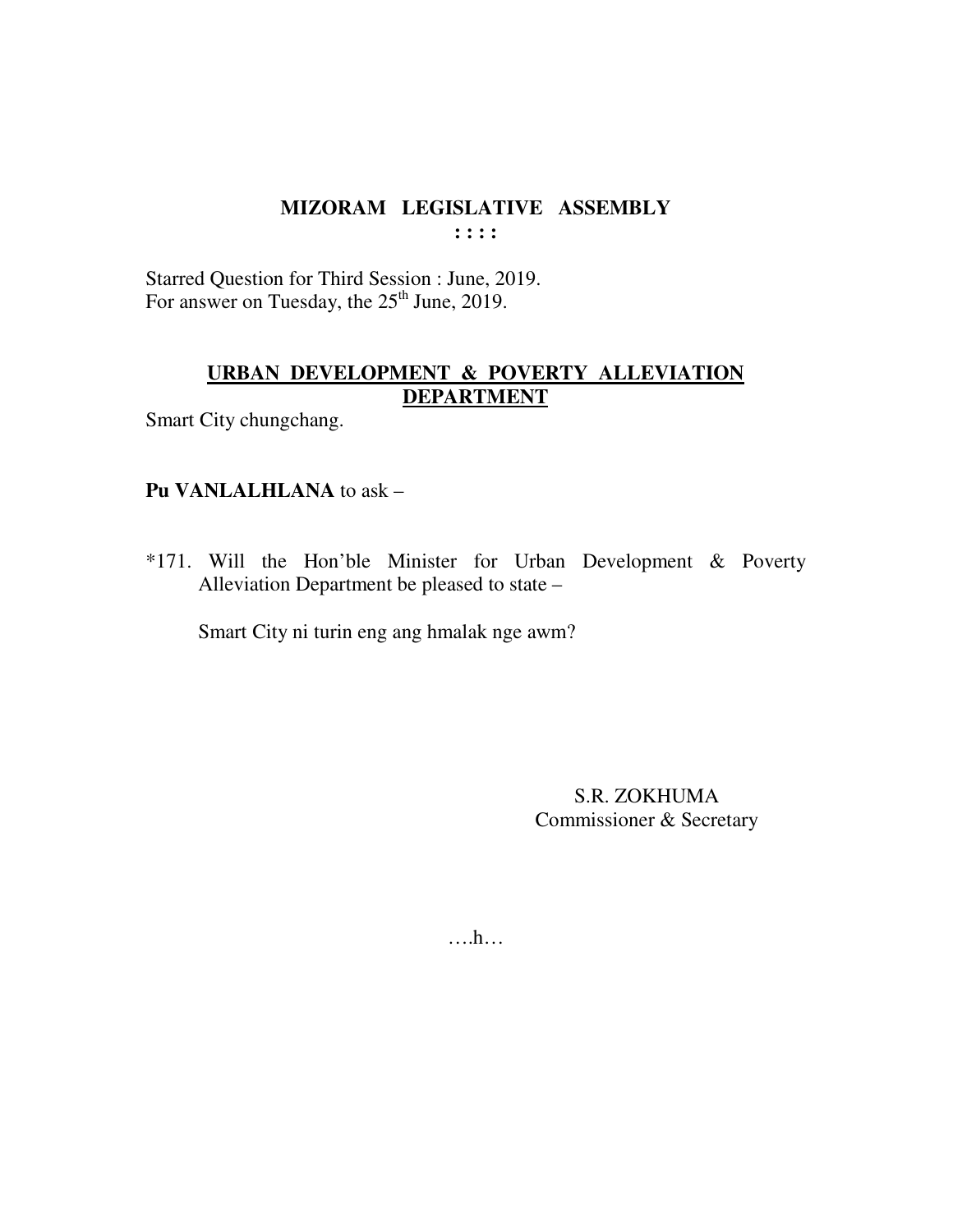# MIZORAM LEGISLATIVE ASSEMBLY

**: : : :**

Starred Question for Third Session : June, 2019.
For answer on Tuesday, the 25th June, 2019.

## URBAN DEVELOPMENT & POVERTY ALLEVIATION DEPARTMENT

Smart City chungchang.

**Pu VANLALHLANA** to ask –

*171. Will the Hon'ble Minister for Urban Development & Poverty Alleviation Department be pleased to state –

Smart City ni turin eng ang hmalak nge awm?

S.R. ZOKHUMA
Commissioner & Secretary

….h…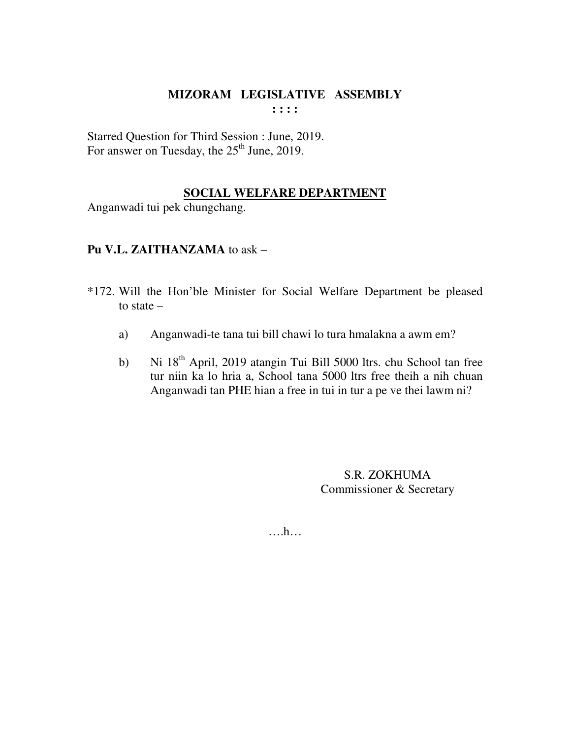# MIZORAM LEGISLATIVE ASSEMBLY

: : : :

Starred Question for Third Session : June, 2019.
For answer on Tuesday, the 25th June, 2019.

## SOCIAL WELFARE DEPARTMENT

Anganwadi tui pek chungchang.

**Pu V.L. ZAITHANZAMA** to ask –

*172. Will the Hon'ble Minister for Social Welfare Department be pleased to state –

a) Anganwadi-te tana tui bill chawi lo tura hmalakna a awm em?

b) Ni 18th April, 2019 atangin Tui Bill 5000 ltrs. chu School tan free tur niin ka lo hria a, School tana 5000 ltrs free theih a nih chuan Anganwadi tan PHE hian a free in tui in tur a pe ve thei lawm ni?

S.R. ZOKHUMA
Commissioner & Secretary

….h…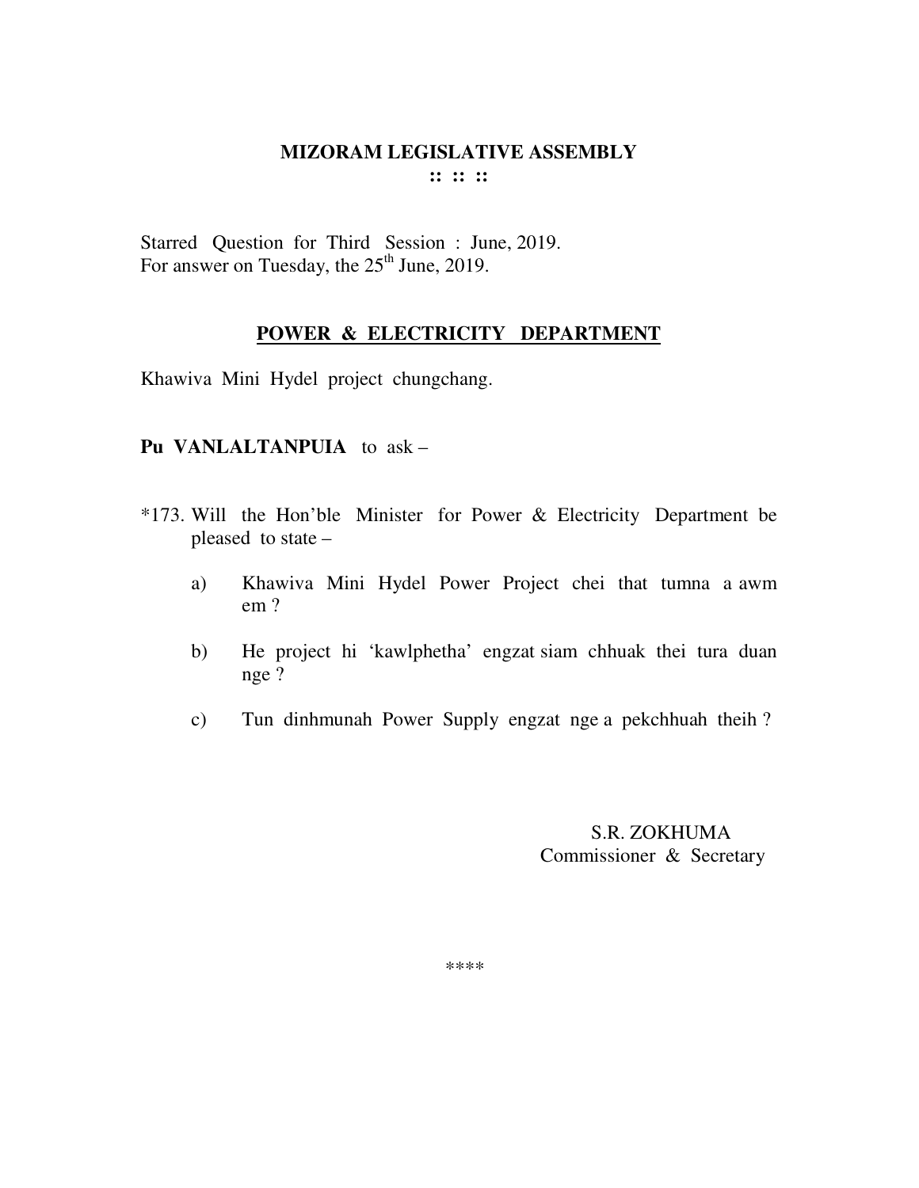# MIZORAM LEGISLATIVE ASSEMBLY

**:: :: ::**

Starred Question for Third Session : June, 2019.
For answer on Tuesday, the 25th June, 2019.

## POWER & ELECTRICITY DEPARTMENT

Khawiva Mini Hydel project chungchang.

**Pu VANLALTANPUIA** to ask –

*173. Will the Hon'ble Minister for Power & Electricity Department be pleased to state –

a) Khawiva Mini Hydel Power Project chei that tumna a awm em ?

b) He project hi 'kawlphetha' engzat siam chhuak thei tura duan nge ?

c) Tun dinhmunah Power Supply engzat nge a pekchhuah theih ?

S.R. ZOKHUMA
Commissioner & Secretary

****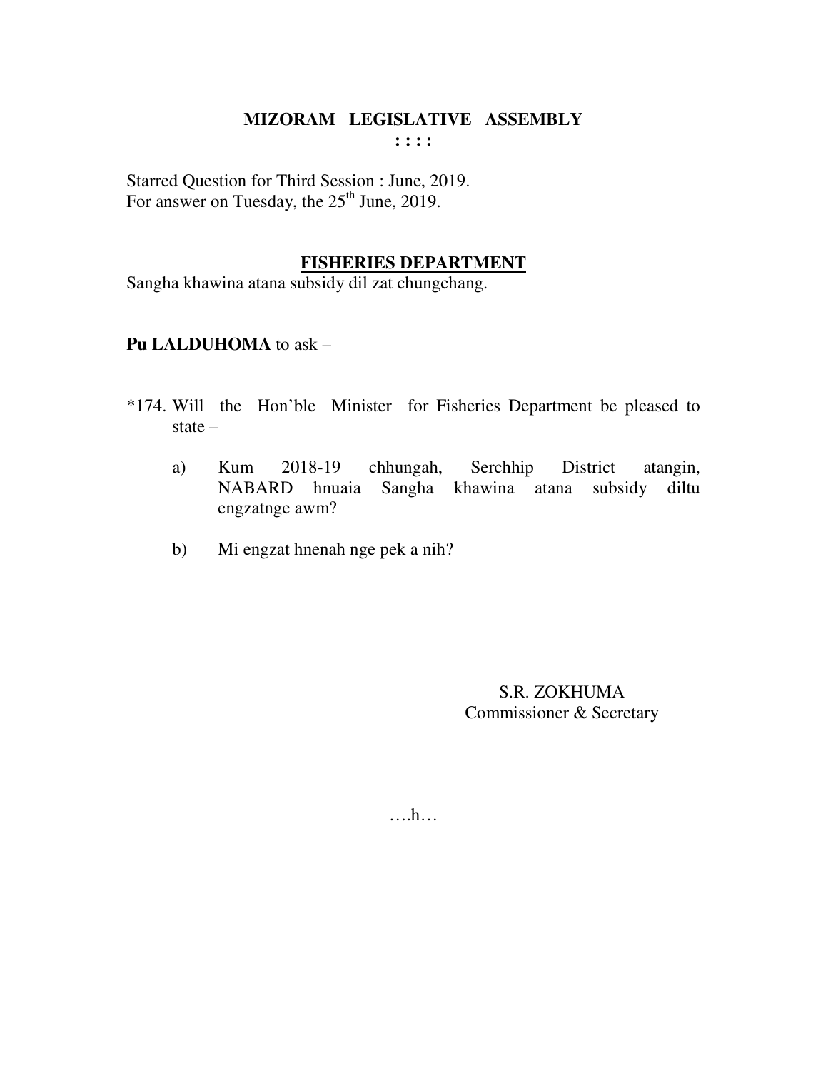# MIZORAM LEGISLATIVE ASSEMBLY

: : : :

Starred Question for Third Session : June, 2019.
For answer on Tuesday, the 25th June, 2019.

## FISHERIES DEPARTMENT

Sangha khawina atana subsidy dil zat chungchang.

**Pu LALDUHOMA** to ask –

*174. Will the Hon'ble Minister for Fisheries Department be pleased to state –

a) Kum 2018-19 chhungah, Serchhip District atangin, NABARD hnuaia Sangha khawina atana subsidy diltu engzatnge awm?

b) Mi engzat hnenah nge pek a nih?

S.R. ZOKHUMA
Commissioner & Secretary

….h…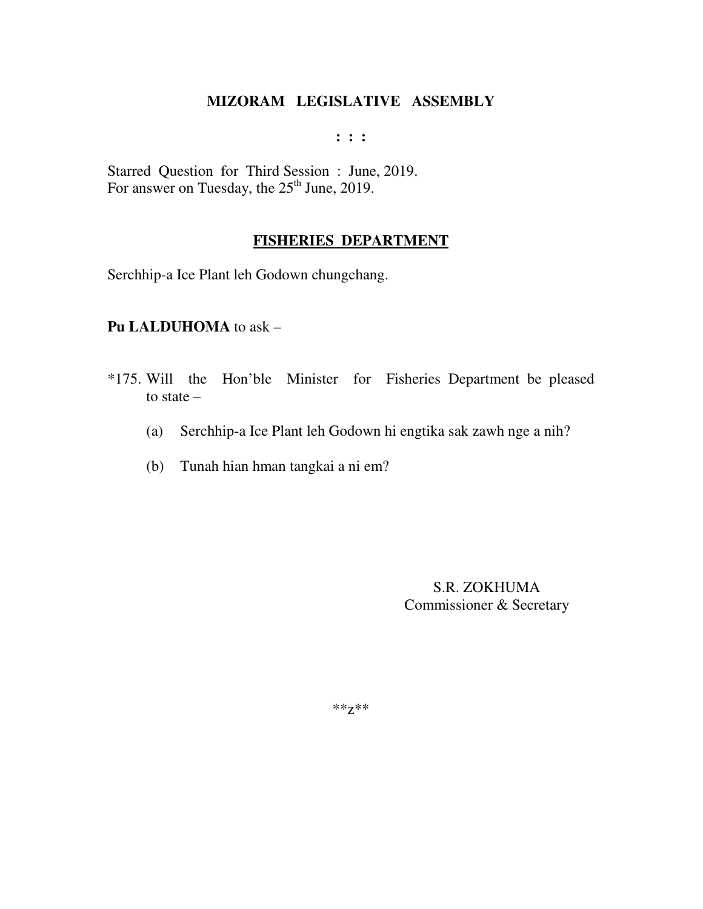**MIZORAM LEGISLATIVE ASSEMBLY**

**: : :**

Starred Question for Third Session : June, 2019.
For answer on Tuesday, the 25th June, 2019.

**FISHERIES DEPARTMENT**

Serchhip-a Ice Plant leh Godown chungchang.

**Pu LALDUHOMA** to ask –

*175. Will the Hon'ble Minister for Fisheries Department be pleased to state –

(a) Serchhip-a Ice Plant leh Godown hi engtika sak zawh nge a nih?

(b) Tunah hian hman tangkai a ni em?

S.R. ZOKHUMA
Commissioner & Secretary

**z**